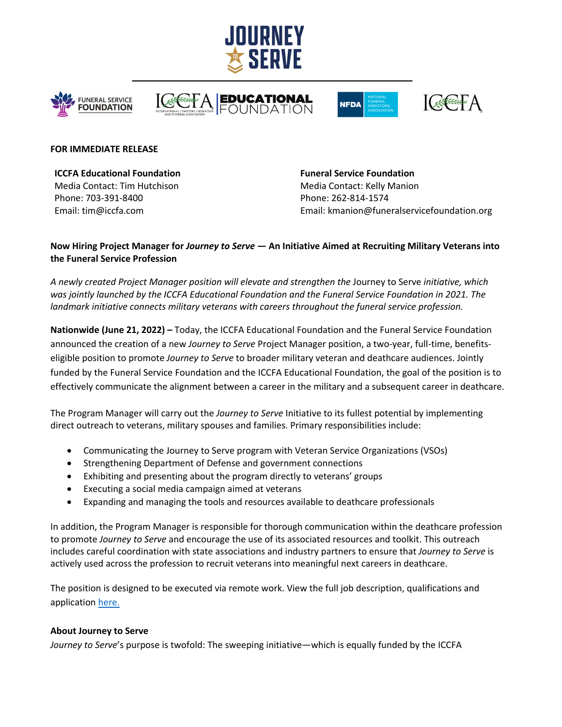**FOR IMMEDIATE RELEASE**

**ICCFA Educational Foundation**
Media Contact: Tim Hutchison
Phone: 703-391-8400
Email: tim@iccfa.com

**Funeral Service Foundation**
Media Contact: Kelly Manion
Phone: 262-814-1574
Email: kmanion@funeralservicefoundation.org

**Now Hiring Project Manager for *Journey to Serve* — An Initiative Aimed at Recruiting Military Veterans into the Funeral Service Profession**

*A newly created Project Manager position will elevate and strengthen the* Journey to Serve *initiative, which was jointly launched by the ICCFA Educational Foundation and the Funeral Service Foundation in 2021. The landmark initiative connects military veterans with careers throughout the funeral service profession.*

**Nationwide (June 21, 2022) –** Today, the ICCFA Educational Foundation and the Funeral Service Foundation announced the creation of a new *Journey to Serve* Project Manager position, a two-year, full-time, benefits-eligible position to promote *Journey to Serve* to broader military veteran and deathcare audiences. Jointly funded by the Funeral Service Foundation and the ICCFA Educational Foundation, the goal of the position is to effectively communicate the alignment between a career in the military and a subsequent career in deathcare.

The Program Manager will carry out the *Journey to Serve* Initiative to its fullest potential by implementing direct outreach to veterans, military spouses and families. Primary responsibilities include:

- Communicating the Journey to Serve program with Veteran Service Organizations (VSOs)
- Strengthening Department of Defense and government connections
- Exhibiting and presenting about the program directly to veterans' groups
- Executing a social media campaign aimed at veterans
- Expanding and managing the tools and resources available to deathcare professionals

In addition, the Program Manager is responsible for thorough communication within the deathcare profession to promote *Journey to Serve* and encourage the use of its associated resources and toolkit. This outreach includes careful coordination with state associations and industry partners to ensure that *Journey to Serve* is actively used across the profession to recruit veterans into meaningful next careers in deathcare.

The position is designed to be executed via remote work. View the full job description, qualifications and application here.

**About Journey to Serve**

*Journey to Serve*'s purpose is twofold: The sweeping initiative—which is equally funded by the ICCFA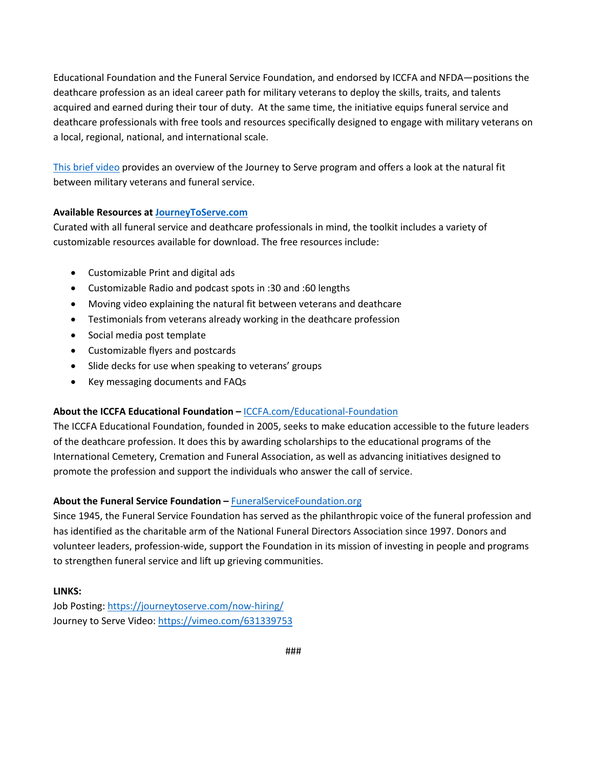Educational Foundation and the Funeral Service Foundation, and endorsed by ICCFA and NFDA—positions the deathcare profession as an ideal career path for military veterans to deploy the skills, traits, and talents acquired and earned during their tour of duty. At the same time, the initiative equips funeral service and deathcare professionals with free tools and resources specifically designed to engage with military veterans on a local, regional, national, and international scale.

This brief video provides an overview of the Journey to Serve program and offers a look at the natural fit between military veterans and funeral service.

**Available Resources at JourneyToServe.com**
Curated with all funeral service and deathcare professionals in mind, the toolkit includes a variety of customizable resources available for download. The free resources include:

- Customizable Print and digital ads
- Customizable Radio and podcast spots in :30 and :60 lengths
- Moving video explaining the natural fit between veterans and deathcare
- Testimonials from veterans already working in the deathcare profession
- Social media post template
- Customizable flyers and postcards
- Slide decks for use when speaking to veterans' groups
- Key messaging documents and FAQs

**About the ICCFA Educational Foundation –** ICCFA.com/Educational-Foundation
The ICCFA Educational Foundation, founded in 2005, seeks to make education accessible to the future leaders of the deathcare profession. It does this by awarding scholarships to the educational programs of the International Cemetery, Cremation and Funeral Association, as well as advancing initiatives designed to promote the profession and support the individuals who answer the call of service.

**About the Funeral Service Foundation –** FuneralServiceFoundation.org
Since 1945, the Funeral Service Foundation has served as the philanthropic voice of the funeral profession and has identified as the charitable arm of the National Funeral Directors Association since 1997. Donors and volunteer leaders, profession-wide, support the Foundation in its mission of investing in people and programs to strengthen funeral service and lift up grieving communities.

**LINKS:**
Job Posting: https://journeytoserve.com/now-hiring/
Journey to Serve Video: https://vimeo.com/631339753

###